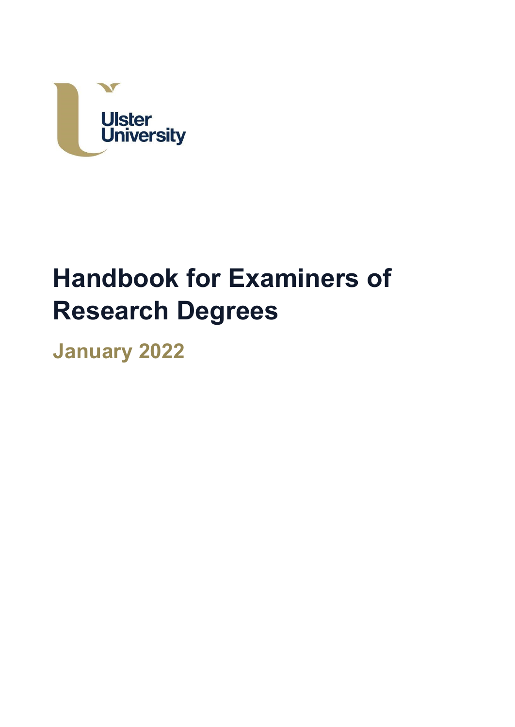Ulster University

# Handbook for Examiners of Research Degrees

## January 2022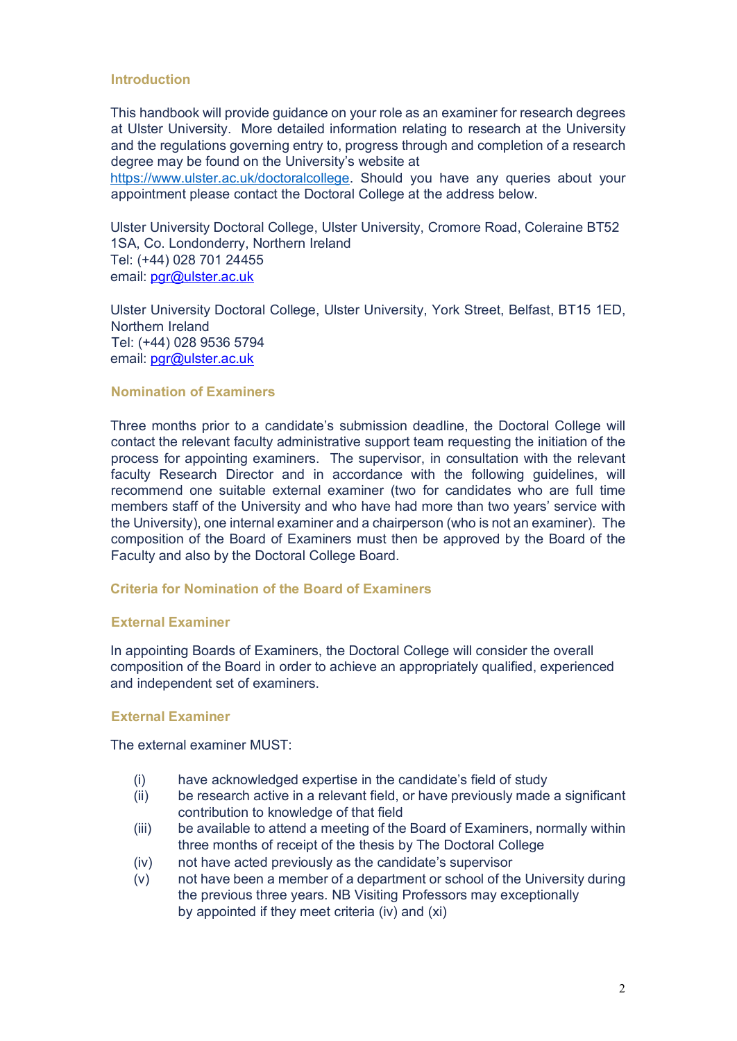## Introduction

This handbook will provide guidance on your role as an examiner for research degrees at Ulster University. More detailed information relating to research at the University and the regulations governing entry to, progress through and completion of a research degree may be found on the University's website at https://www.ulster.ac.uk/doctoralcollege. Should you have any queries about your appointment please contact the Doctoral College at the address below.

Ulster University Doctoral College, Ulster University, Cromore Road, Coleraine BT52 1SA, Co. Londonderry, Northern Ireland
Tel: (+44) 028 701 24455
email: pgr@ulster.ac.uk

Ulster University Doctoral College, Ulster University, York Street, Belfast, BT15 1ED, Northern Ireland
Tel: (+44) 028 9536 5794
email: pgr@ulster.ac.uk

## Nomination of Examiners

Three months prior to a candidate's submission deadline, the Doctoral College will contact the relevant faculty administrative support team requesting the initiation of the process for appointing examiners. The supervisor, in consultation with the relevant faculty Research Director and in accordance with the following guidelines, will recommend one suitable external examiner (two for candidates who are full time members staff of the University and who have had more than two years' service with the University), one internal examiner and a chairperson (who is not an examiner). The composition of the Board of Examiners must then be approved by the Board of the Faculty and also by the Doctoral College Board.

## Criteria for Nomination of the Board of Examiners

### External Examiner

In appointing Boards of Examiners, the Doctoral College will consider the overall composition of the Board in order to achieve an appropriately qualified, experienced and independent set of examiners.

### External Examiner

The external examiner MUST:

(i) have acknowledged expertise in the candidate's field of study
(ii) be research active in a relevant field, or have previously made a significant contribution to knowledge of that field
(iii) be available to attend a meeting of the Board of Examiners, normally within three months of receipt of the thesis by The Doctoral College
(iv) not have acted previously as the candidate's supervisor
(v) not have been a member of a department or school of the University during the previous three years. NB Visiting Professors may exceptionally by appointed if they meet criteria (iv) and (xi)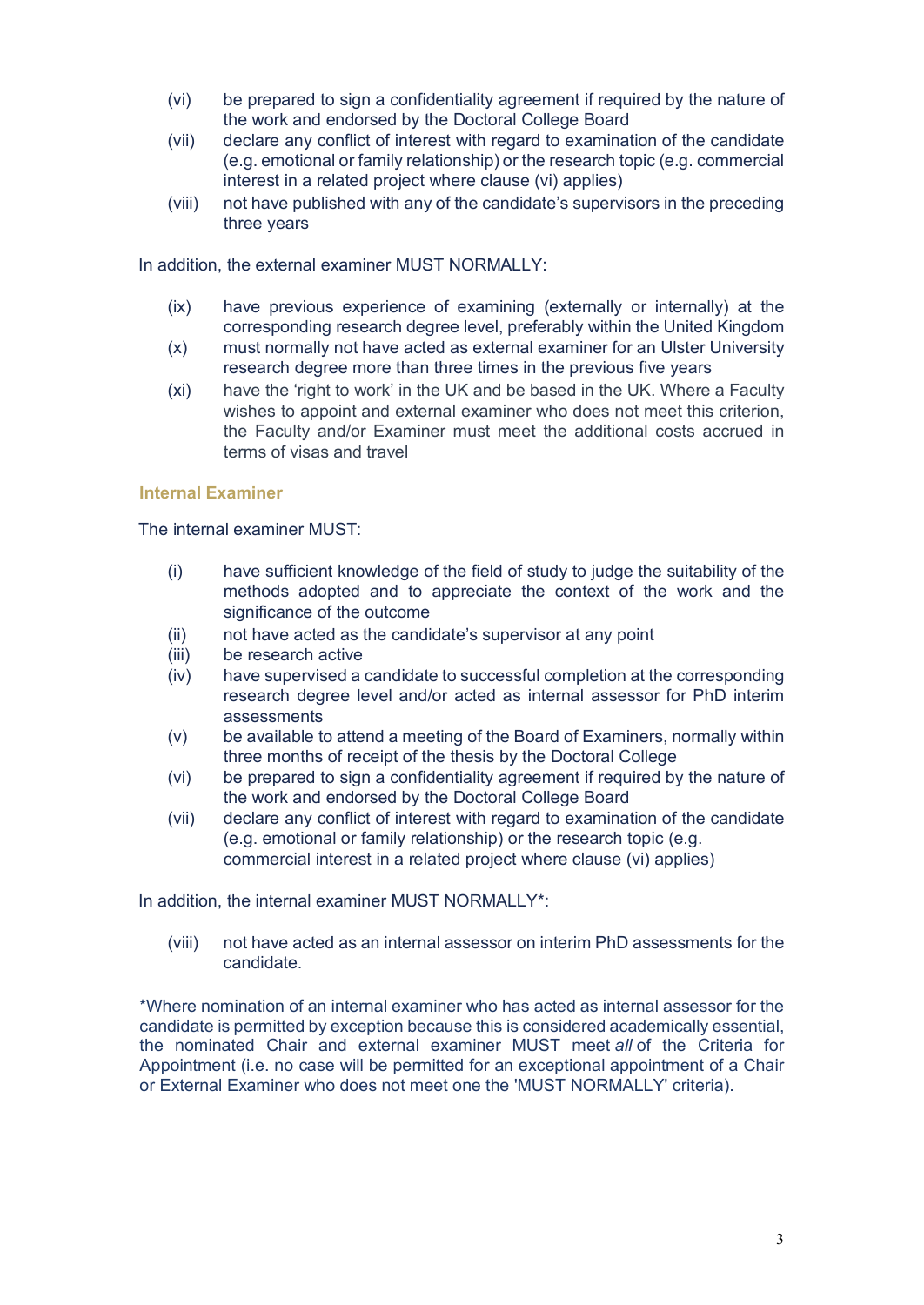(vi) be prepared to sign a confidentiality agreement if required by the nature of the work and endorsed by the Doctoral College Board

(vii) declare any conflict of interest with regard to examination of the candidate (e.g. emotional or family relationship) or the research topic (e.g. commercial interest in a related project where clause (vi) applies)

(viii) not have published with any of the candidate's supervisors in the preceding three years

In addition, the external examiner MUST NORMALLY:

(ix) have previous experience of examining (externally or internally) at the corresponding research degree level, preferably within the United Kingdom

(x) must normally not have acted as external examiner for an Ulster University research degree more than three times in the previous five years

(xi) have the 'right to work' in the UK and be based in the UK. Where a Faculty wishes to appoint and external examiner who does not meet this criterion, the Faculty and/or Examiner must meet the additional costs accrued in terms of visas and travel

### Internal Examiner

The internal examiner MUST:

(i) have sufficient knowledge of the field of study to judge the suitability of the methods adopted and to appreciate the context of the work and the significance of the outcome

(ii) not have acted as the candidate's supervisor at any point

(iii) be research active

(iv) have supervised a candidate to successful completion at the corresponding research degree level and/or acted as internal assessor for PhD interim assessments

(v) be available to attend a meeting of the Board of Examiners, normally within three months of receipt of the thesis by the Doctoral College

(vi) be prepared to sign a confidentiality agreement if required by the nature of the work and endorsed by the Doctoral College Board

(vii) declare any conflict of interest with regard to examination of the candidate (e.g. emotional or family relationship) or the research topic (e.g. commercial interest in a related project where clause (vi) applies)

In addition, the internal examiner MUST NORMALLY*:

(viii) not have acted as an internal assessor on interim PhD assessments for the candidate.

*Where nomination of an internal examiner who has acted as internal assessor for the candidate is permitted by exception because this is considered academically essential, the nominated Chair and external examiner MUST meet *all* of the Criteria for Appointment (i.e. no case will be permitted for an exceptional appointment of a Chair or External Examiner who does not meet one the 'MUST NORMALLY' criteria).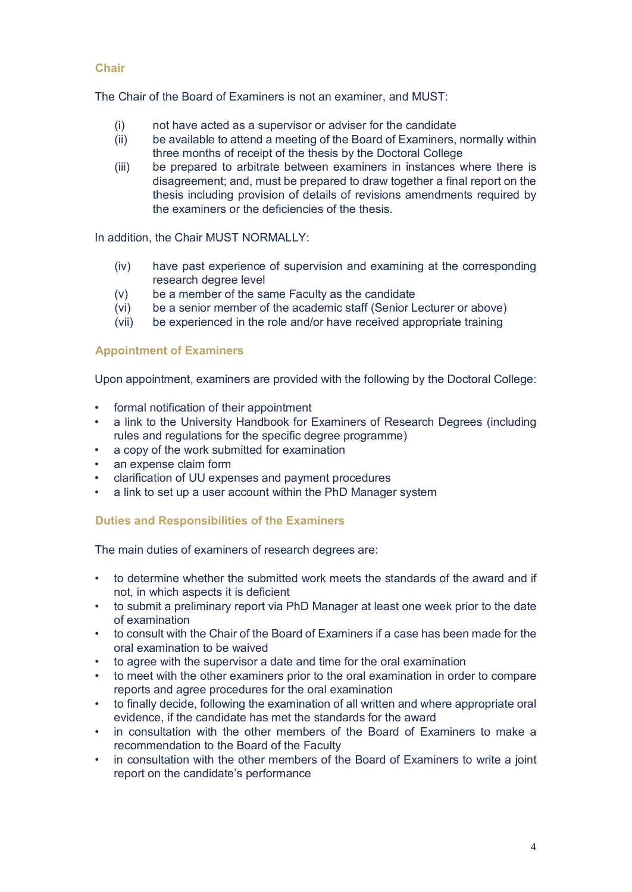### Chair

The Chair of the Board of Examiners is not an examiner, and MUST:

(i) not have acted as a supervisor or adviser for the candidate

(ii) be available to attend a meeting of the Board of Examiners, normally within three months of receipt of the thesis by the Doctoral College

(iii) be prepared to arbitrate between examiners in instances where there is disagreement; and, must be prepared to draw together a final report on the thesis including provision of details of revisions amendments required by the examiners or the deficiencies of the thesis.

In addition, the Chair MUST NORMALLY:

(iv) have past experience of supervision and examining at the corresponding research degree level

(v) be a member of the same Faculty as the candidate

(vi) be a senior member of the academic staff (Senior Lecturer or above)

(vii) be experienced in the role and/or have received appropriate training

### Appointment of Examiners

Upon appointment, examiners are provided with the following by the Doctoral College:

- formal notification of their appointment
- a link to the University Handbook for Examiners of Research Degrees (including rules and regulations for the specific degree programme)
- a copy of the work submitted for examination
- an expense claim form
- clarification of UU expenses and payment procedures
- a link to set up a user account within the PhD Manager system

### Duties and Responsibilities of the Examiners

The main duties of examiners of research degrees are:

- to determine whether the submitted work meets the standards of the award and if not, in which aspects it is deficient
- to submit a preliminary report via PhD Manager at least one week prior to the date of examination
- to consult with the Chair of the Board of Examiners if a case has been made for the oral examination to be waived
- to agree with the supervisor a date and time for the oral examination
- to meet with the other examiners prior to the oral examination in order to compare reports and agree procedures for the oral examination
- to finally decide, following the examination of all written and where appropriate oral evidence, if the candidate has met the standards for the award
- in consultation with the other members of the Board of Examiners to make a recommendation to the Board of the Faculty
- in consultation with the other members of the Board of Examiners to write a joint report on the candidate's performance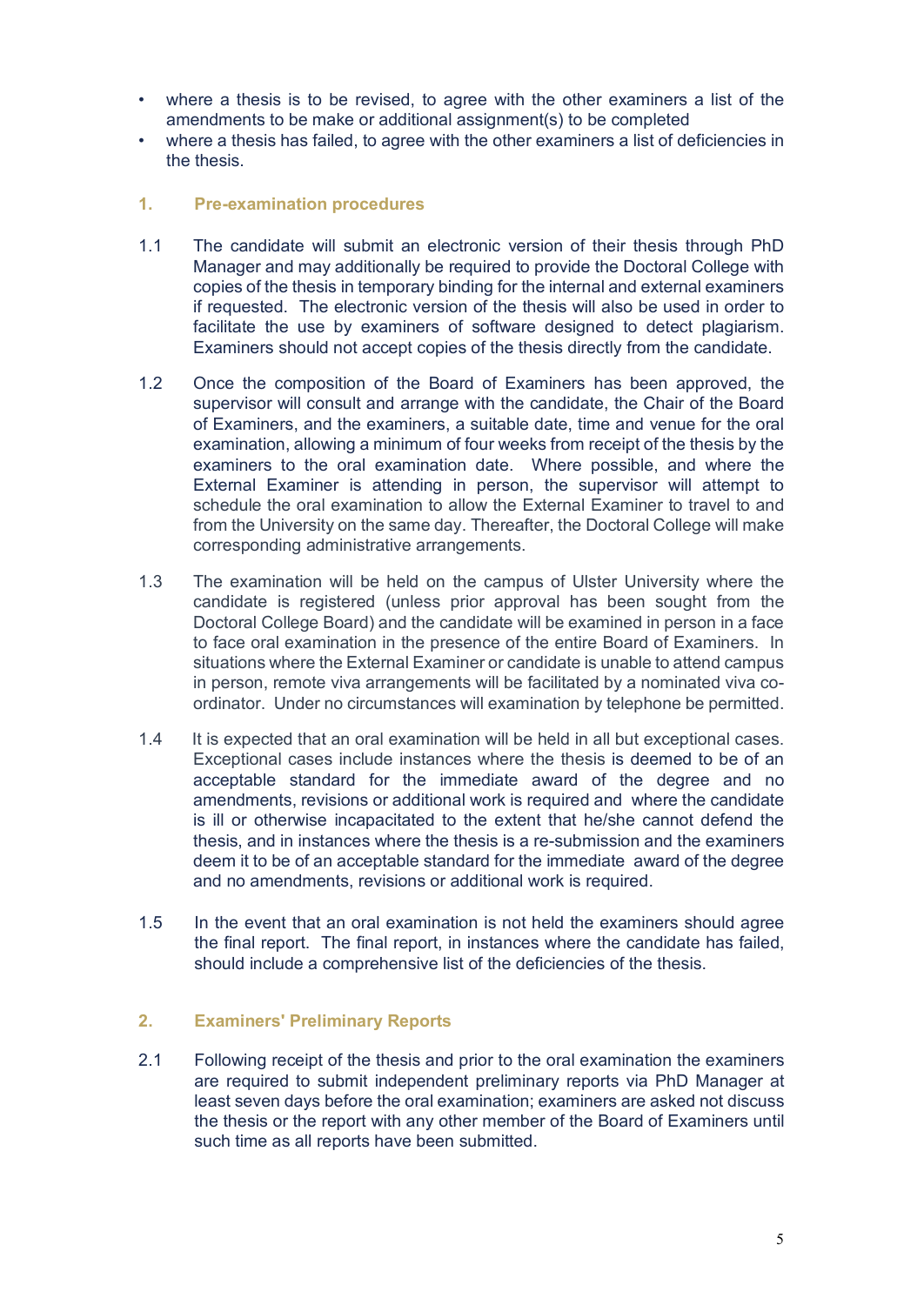- where a thesis is to be revised, to agree with the other examiners a list of the amendments to be make or additional assignment(s) to be completed
- where a thesis has failed, to agree with the other examiners a list of deficiencies in the thesis.

## 1. Pre-examination procedures

1.1 The candidate will submit an electronic version of their thesis through PhD Manager and may additionally be required to provide the Doctoral College with copies of the thesis in temporary binding for the internal and external examiners if requested. The electronic version of the thesis will also be used in order to facilitate the use by examiners of software designed to detect plagiarism. Examiners should not accept copies of the thesis directly from the candidate.

1.2 Once the composition of the Board of Examiners has been approved, the supervisor will consult and arrange with the candidate, the Chair of the Board of Examiners, and the examiners, a suitable date, time and venue for the oral examination, allowing a minimum of four weeks from receipt of the thesis by the examiners to the oral examination date. Where possible, and where the External Examiner is attending in person, the supervisor will attempt to schedule the oral examination to allow the External Examiner to travel to and from the University on the same day. Thereafter, the Doctoral College will make corresponding administrative arrangements.

1.3 The examination will be held on the campus of Ulster University where the candidate is registered (unless prior approval has been sought from the Doctoral College Board) and the candidate will be examined in person in a face to face oral examination in the presence of the entire Board of Examiners. In situations where the External Examiner or candidate is unable to attend campus in person, remote viva arrangements will be facilitated by a nominated viva co-ordinator. Under no circumstances will examination by telephone be permitted.

1.4 It is expected that an oral examination will be held in all but exceptional cases. Exceptional cases include instances where the thesis is deemed to be of an acceptable standard for the immediate award of the degree and no amendments, revisions or additional work is required and where the candidate is ill or otherwise incapacitated to the extent that he/she cannot defend the thesis, and in instances where the thesis is a re-submission and the examiners deem it to be of an acceptable standard for the immediate award of the degree and no amendments, revisions or additional work is required.

1.5 In the event that an oral examination is not held the examiners should agree the final report. The final report, in instances where the candidate has failed, should include a comprehensive list of the deficiencies of the thesis.

## 2. Examiners' Preliminary Reports

2.1 Following receipt of the thesis and prior to the oral examination the examiners are required to submit independent preliminary reports via PhD Manager at least seven days before the oral examination; examiners are asked not discuss the thesis or the report with any other member of the Board of Examiners until such time as all reports have been submitted.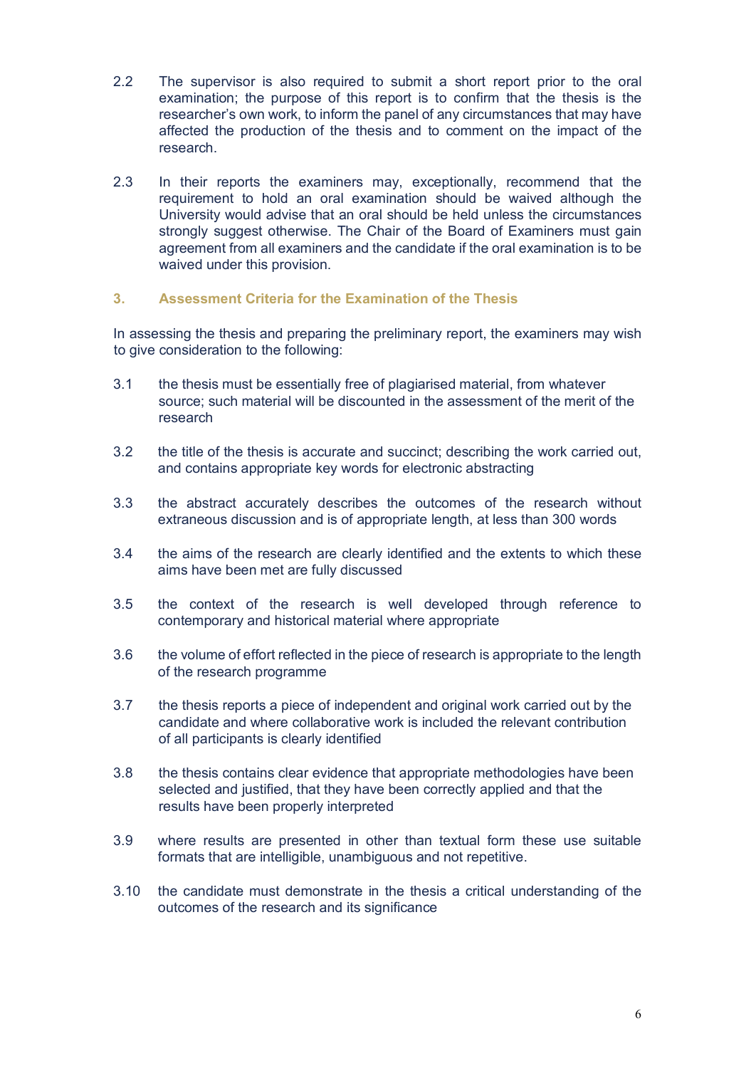2.2 The supervisor is also required to submit a short report prior to the oral examination; the purpose of this report is to confirm that the thesis is the researcher's own work, to inform the panel of any circumstances that may have affected the production of the thesis and to comment on the impact of the research.

2.3 In their reports the examiners may, exceptionally, recommend that the requirement to hold an oral examination should be waived although the University would advise that an oral should be held unless the circumstances strongly suggest otherwise. The Chair of the Board of Examiners must gain agreement from all examiners and the candidate if the oral examination is to be waived under this provision.

## 3. Assessment Criteria for the Examination of the Thesis

In assessing the thesis and preparing the preliminary report, the examiners may wish to give consideration to the following:

3.1 the thesis must be essentially free of plagiarised material, from whatever source; such material will be discounted in the assessment of the merit of the research

3.2 the title of the thesis is accurate and succinct; describing the work carried out, and contains appropriate key words for electronic abstracting

3.3 the abstract accurately describes the outcomes of the research without extraneous discussion and is of appropriate length, at less than 300 words

3.4 the aims of the research are clearly identified and the extents to which these aims have been met are fully discussed

3.5 the context of the research is well developed through reference to contemporary and historical material where appropriate

3.6 the volume of effort reflected in the piece of research is appropriate to the length of the research programme

3.7 the thesis reports a piece of independent and original work carried out by the candidate and where collaborative work is included the relevant contribution of all participants is clearly identified

3.8 the thesis contains clear evidence that appropriate methodologies have been selected and justified, that they have been correctly applied and that the results have been properly interpreted

3.9 where results are presented in other than textual form these use suitable formats that are intelligible, unambiguous and not repetitive.

3.10 the candidate must demonstrate in the thesis a critical understanding of the outcomes of the research and its significance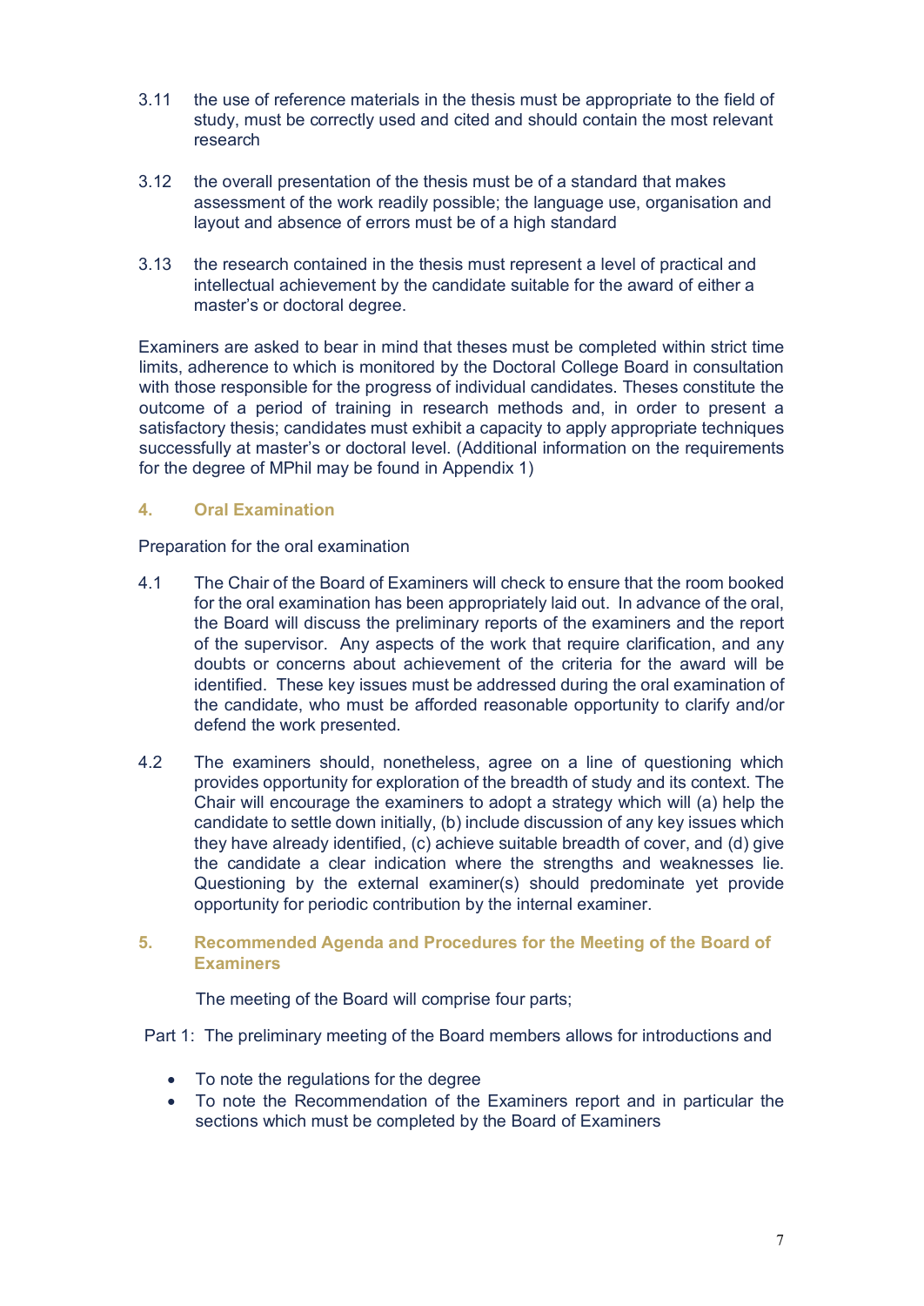3.11 the use of reference materials in the thesis must be appropriate to the field of study, must be correctly used and cited and should contain the most relevant research

3.12 the overall presentation of the thesis must be of a standard that makes assessment of the work readily possible; the language use, organisation and layout and absence of errors must be of a high standard

3.13 the research contained in the thesis must represent a level of practical and intellectual achievement by the candidate suitable for the award of either a master's or doctoral degree.

Examiners are asked to bear in mind that theses must be completed within strict time limits, adherence to which is monitored by the Doctoral College Board in consultation with those responsible for the progress of individual candidates. Theses constitute the outcome of a period of training in research methods and, in order to present a satisfactory thesis; candidates must exhibit a capacity to apply appropriate techniques successfully at master's or doctoral level. (Additional information on the requirements for the degree of MPhil may be found in Appendix 1)

## 4. Oral Examination

Preparation for the oral examination

4.1 The Chair of the Board of Examiners will check to ensure that the room booked for the oral examination has been appropriately laid out. In advance of the oral, the Board will discuss the preliminary reports of the examiners and the report of the supervisor. Any aspects of the work that require clarification, and any doubts or concerns about achievement of the criteria for the award will be identified. These key issues must be addressed during the oral examination of the candidate, who must be afforded reasonable opportunity to clarify and/or defend the work presented.

4.2 The examiners should, nonetheless, agree on a line of questioning which provides opportunity for exploration of the breadth of study and its context. The Chair will encourage the examiners to adopt a strategy which will (a) help the candidate to settle down initially, (b) include discussion of any key issues which they have already identified, (c) achieve suitable breadth of cover, and (d) give the candidate a clear indication where the strengths and weaknesses lie. Questioning by the external examiner(s) should predominate yet provide opportunity for periodic contribution by the internal examiner.

## 5. Recommended Agenda and Procedures for the Meeting of the Board of Examiners

The meeting of the Board will comprise four parts;

Part 1: The preliminary meeting of the Board members allows for introductions and

- To note the regulations for the degree
- To note the Recommendation of the Examiners report and in particular the sections which must be completed by the Board of Examiners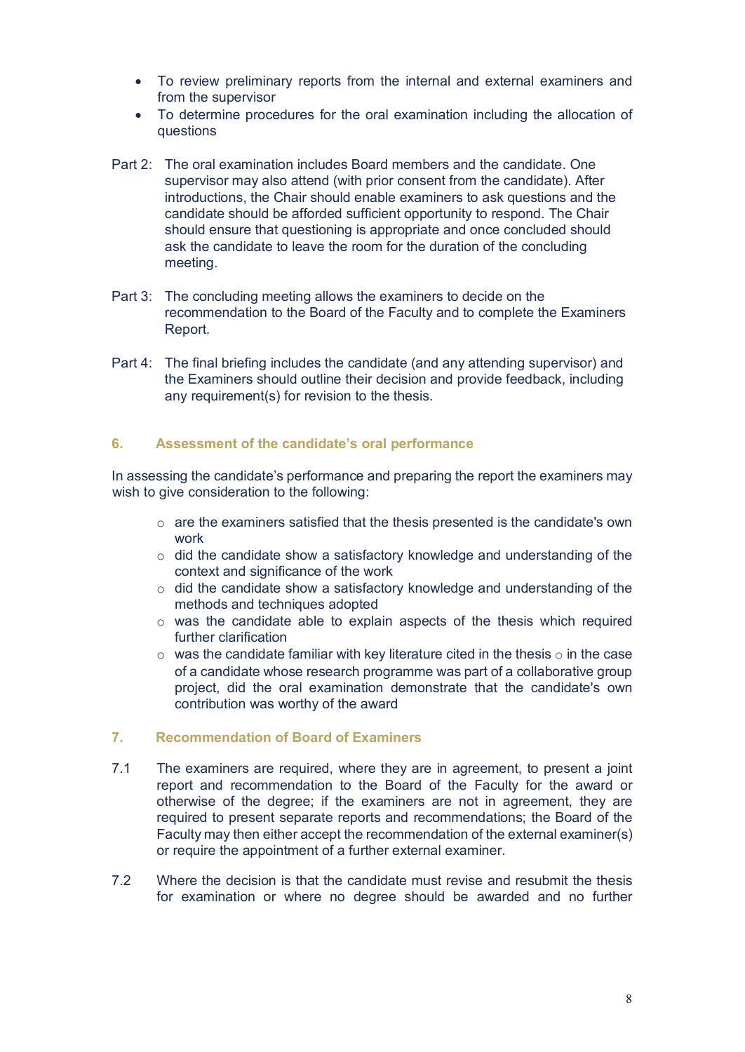- To review preliminary reports from the internal and external examiners and from the supervisor
- To determine procedures for the oral examination including the allocation of questions

Part 2: The oral examination includes Board members and the candidate. One supervisor may also attend (with prior consent from the candidate). After introductions, the Chair should enable examiners to ask questions and the candidate should be afforded sufficient opportunity to respond. The Chair should ensure that questioning is appropriate and once concluded should ask the candidate to leave the room for the duration of the concluding meeting.

Part 3: The concluding meeting allows the examiners to decide on the recommendation to the Board of the Faculty and to complete the Examiners Report.

Part 4: The final briefing includes the candidate (and any attending supervisor) and the Examiners should outline their decision and provide feedback, including any requirement(s) for revision to the thesis.

## 6. Assessment of the candidate's oral performance

In assessing the candidate's performance and preparing the report the examiners may wish to give consideration to the following:

- are the examiners satisfied that the thesis presented is the candidate's own work
- did the candidate show a satisfactory knowledge and understanding of the context and significance of the work
- did the candidate show a satisfactory knowledge and understanding of the methods and techniques adopted
- was the candidate able to explain aspects of the thesis which required further clarification
- was the candidate familiar with key literature cited in the thesis
- in the case of a candidate whose research programme was part of a collaborative group project, did the oral examination demonstrate that the candidate's own contribution was worthy of the award

## 7. Recommendation of Board of Examiners

7.1 The examiners are required, where they are in agreement, to present a joint report and recommendation to the Board of the Faculty for the award or otherwise of the degree; if the examiners are not in agreement, they are required to present separate reports and recommendations; the Board of the Faculty may then either accept the recommendation of the external examiner(s) or require the appointment of a further external examiner.

7.2 Where the decision is that the candidate must revise and resubmit the thesis for examination or where no degree should be awarded and no further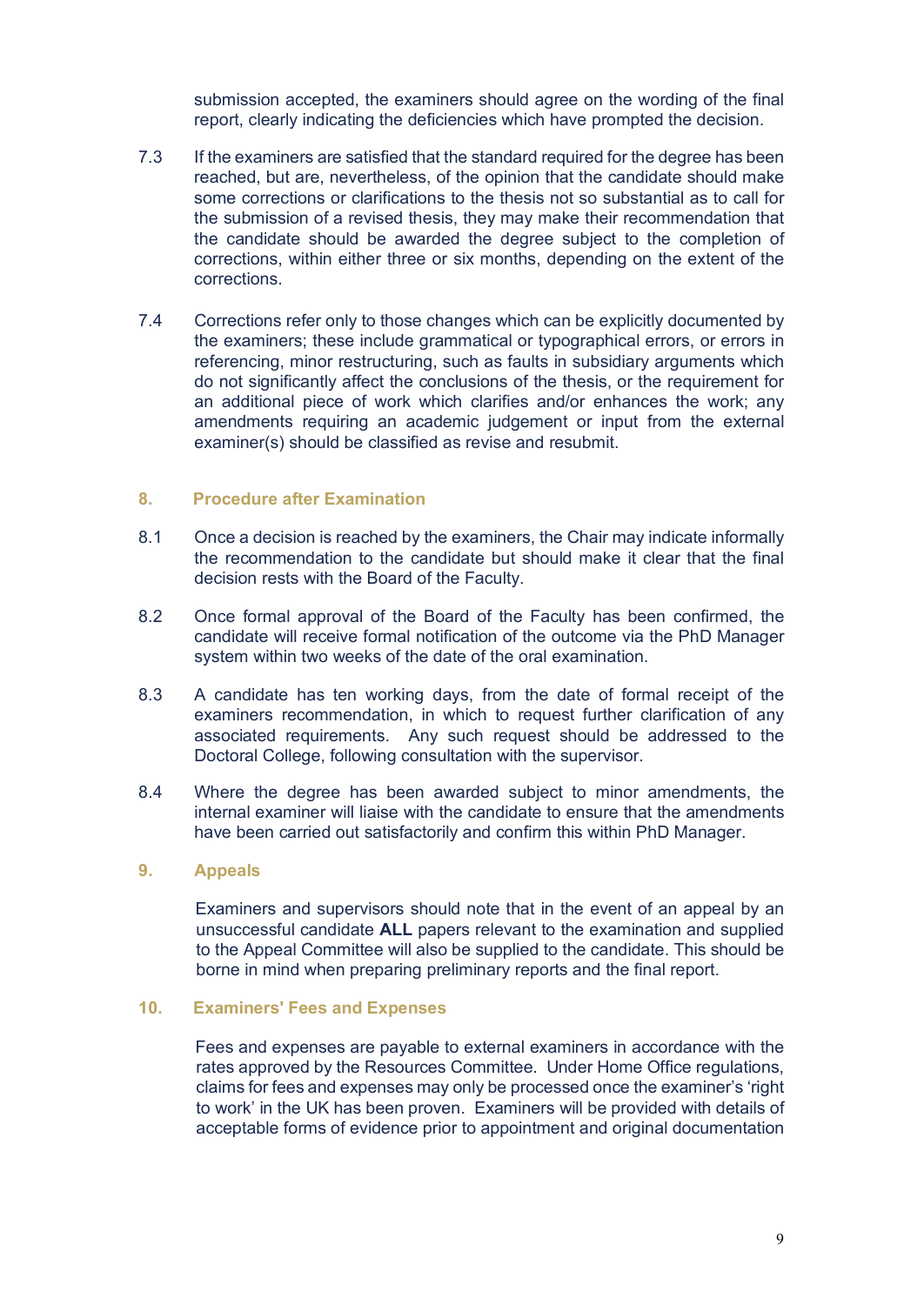submission accepted, the examiners should agree on the wording of the final report, clearly indicating the deficiencies which have prompted the decision.

7.3 If the examiners are satisfied that the standard required for the degree has been reached, but are, nevertheless, of the opinion that the candidate should make some corrections or clarifications to the thesis not so substantial as to call for the submission of a revised thesis, they may make their recommendation that the candidate should be awarded the degree subject to the completion of corrections, within either three or six months, depending on the extent of the corrections.

7.4 Corrections refer only to those changes which can be explicitly documented by the examiners; these include grammatical or typographical errors, or errors in referencing, minor restructuring, such as faults in subsidiary arguments which do not significantly affect the conclusions of the thesis, or the requirement for an additional piece of work which clarifies and/or enhances the work; any amendments requiring an academic judgement or input from the external examiner(s) should be classified as revise and resubmit.

## 8. Procedure after Examination

8.1 Once a decision is reached by the examiners, the Chair may indicate informally the recommendation to the candidate but should make it clear that the final decision rests with the Board of the Faculty.

8.2 Once formal approval of the Board of the Faculty has been confirmed, the candidate will receive formal notification of the outcome via the PhD Manager system within two weeks of the date of the oral examination.

8.3 A candidate has ten working days, from the date of formal receipt of the examiners recommendation, in which to request further clarification of any associated requirements. Any such request should be addressed to the Doctoral College, following consultation with the supervisor.

8.4 Where the degree has been awarded subject to minor amendments, the internal examiner will liaise with the candidate to ensure that the amendments have been carried out satisfactorily and confirm this within PhD Manager.

## 9. Appeals

Examiners and supervisors should note that in the event of an appeal by an unsuccessful candidate **ALL** papers relevant to the examination and supplied to the Appeal Committee will also be supplied to the candidate. This should be borne in mind when preparing preliminary reports and the final report.

## 10. Examiners' Fees and Expenses

Fees and expenses are payable to external examiners in accordance with the rates approved by the Resources Committee. Under Home Office regulations, claims for fees and expenses may only be processed once the examiner's 'right to work' in the UK has been proven. Examiners will be provided with details of acceptable forms of evidence prior to appointment and original documentation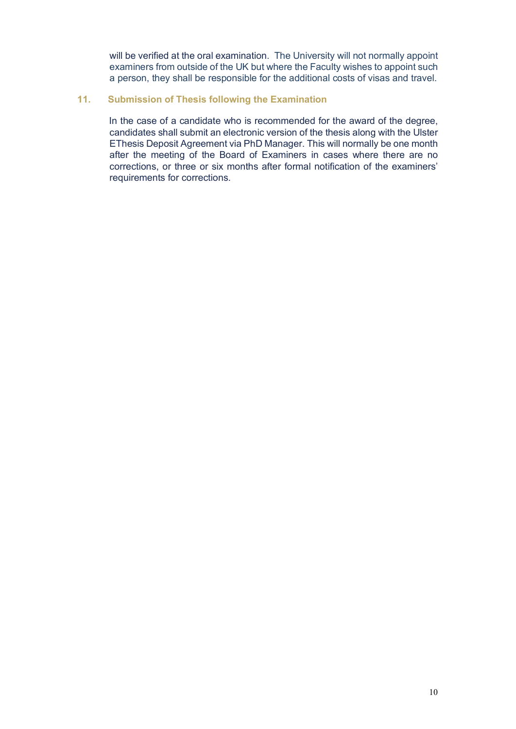will be verified at the oral examination. The University will not normally appoint examiners from outside of the UK but where the Faculty wishes to appoint such a person, they shall be responsible for the additional costs of visas and travel.

## 11. Submission of Thesis following the Examination

In the case of a candidate who is recommended for the award of the degree, candidates shall submit an electronic version of the thesis along with the Ulster EThesis Deposit Agreement via PhD Manager. This will normally be one month after the meeting of the Board of Examiners in cases where there are no corrections, or three or six months after formal notification of the examiners' requirements for corrections.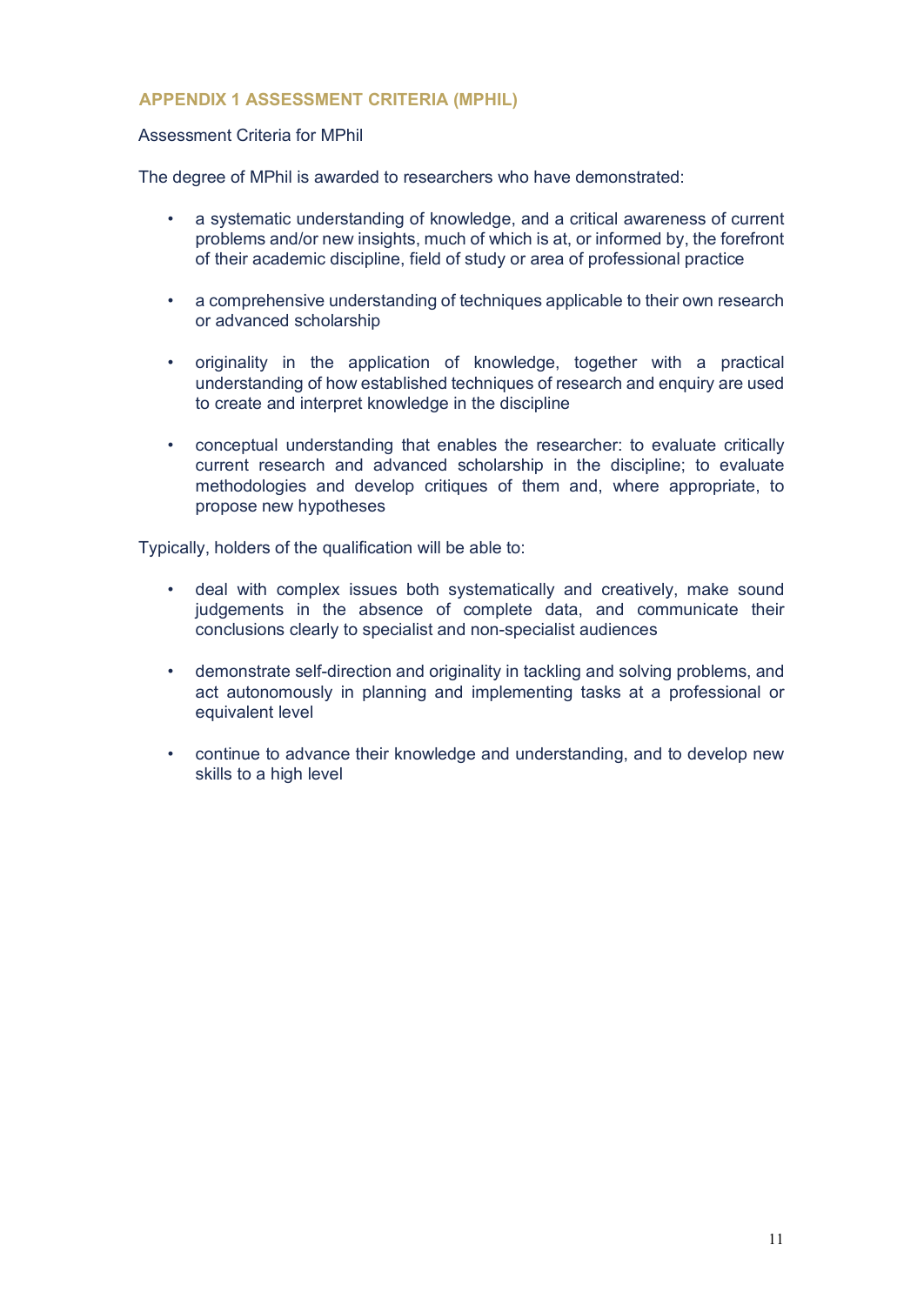## APPENDIX 1 ASSESSMENT CRITERIA (MPHIL)

Assessment Criteria for MPhil

The degree of MPhil is awarded to researchers who have demonstrated:

- a systematic understanding of knowledge, and a critical awareness of current problems and/or new insights, much of which is at, or informed by, the forefront of their academic discipline, field of study or area of professional practice
- a comprehensive understanding of techniques applicable to their own research or advanced scholarship
- originality in the application of knowledge, together with a practical understanding of how established techniques of research and enquiry are used to create and interpret knowledge in the discipline
- conceptual understanding that enables the researcher: to evaluate critically current research and advanced scholarship in the discipline; to evaluate methodologies and develop critiques of them and, where appropriate, to propose new hypotheses

Typically, holders of the qualification will be able to:

- deal with complex issues both systematically and creatively, make sound judgements in the absence of complete data, and communicate their conclusions clearly to specialist and non-specialist audiences
- demonstrate self-direction and originality in tackling and solving problems, and act autonomously in planning and implementing tasks at a professional or equivalent level
- continue to advance their knowledge and understanding, and to develop new skills to a high level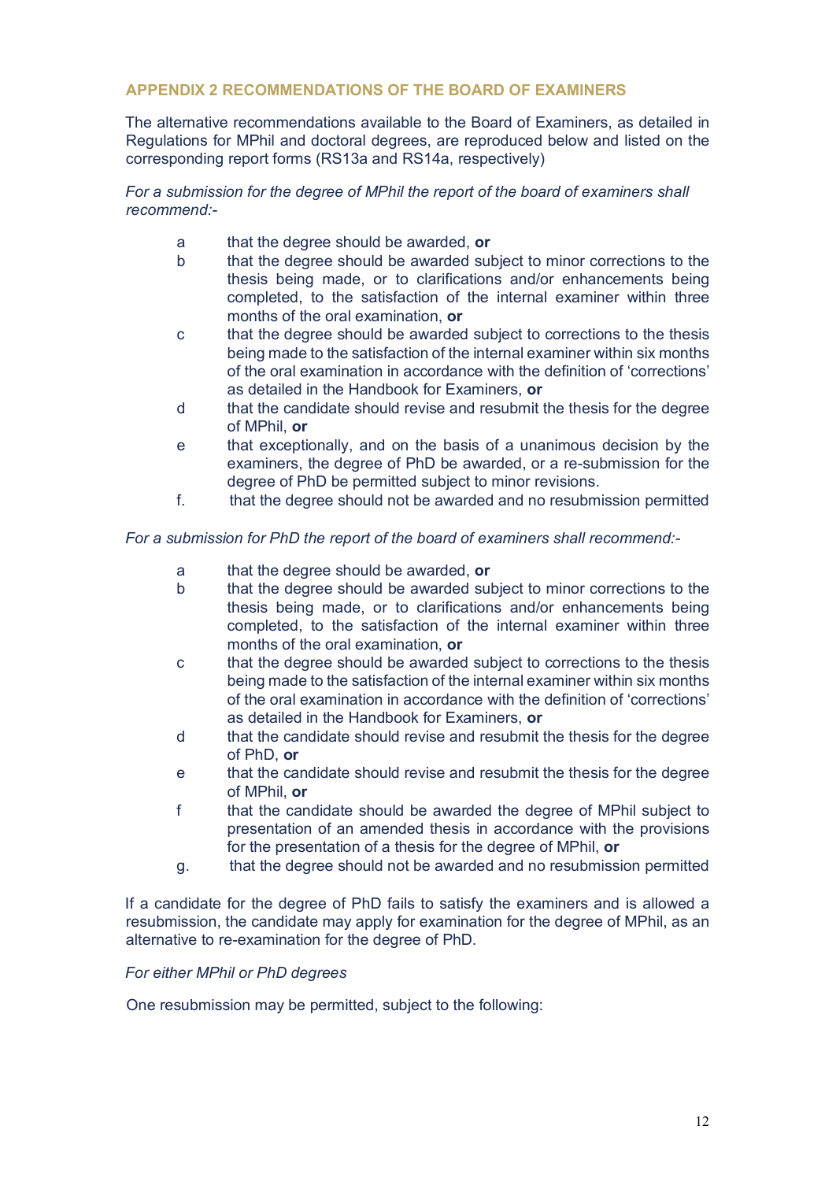## APPENDIX 2 RECOMMENDATIONS OF THE BOARD OF EXAMINERS

The alternative recommendations available to the Board of Examiners, as detailed in Regulations for MPhil and doctoral degrees, are reproduced below and listed on the corresponding report forms (RS13a and RS14a, respectively)

*For a submission for the degree of MPhil the report of the board of examiners shall recommend:-*

- a that the degree should be awarded, **or**
- b that the degree should be awarded subject to minor corrections to the thesis being made, or to clarifications and/or enhancements being completed, to the satisfaction of the internal examiner within three months of the oral examination, **or**
- c that the degree should be awarded subject to corrections to the thesis being made to the satisfaction of the internal examiner within six months of the oral examination in accordance with the definition of 'corrections' as detailed in the Handbook for Examiners, **or**
- d that the candidate should revise and resubmit the thesis for the degree of MPhil, **or**
- e that exceptionally, and on the basis of a unanimous decision by the examiners, the degree of PhD be awarded, or a re-submission for the degree of PhD be permitted subject to minor revisions.
- f. that the degree should not be awarded and no resubmission permitted

*For a submission for PhD the report of the board of examiners shall recommend:-*

- a that the degree should be awarded, **or**
- b that the degree should be awarded subject to minor corrections to the thesis being made, or to clarifications and/or enhancements being completed, to the satisfaction of the internal examiner within three months of the oral examination, **or**
- c that the degree should be awarded subject to corrections to the thesis being made to the satisfaction of the internal examiner within six months of the oral examination in accordance with the definition of 'corrections' as detailed in the Handbook for Examiners, **or**
- d that the candidate should revise and resubmit the thesis for the degree of PhD, **or**
- e that the candidate should revise and resubmit the thesis for the degree of MPhil, **or**
- f that the candidate should be awarded the degree of MPhil subject to presentation of an amended thesis in accordance with the provisions for the presentation of a thesis for the degree of MPhil, **or**
- g. that the degree should not be awarded and no resubmission permitted

If a candidate for the degree of PhD fails to satisfy the examiners and is allowed a resubmission, the candidate may apply for examination for the degree of MPhil, as an alternative to re-examination for the degree of PhD.

*For either MPhil or PhD degrees*

One resubmission may be permitted, subject to the following: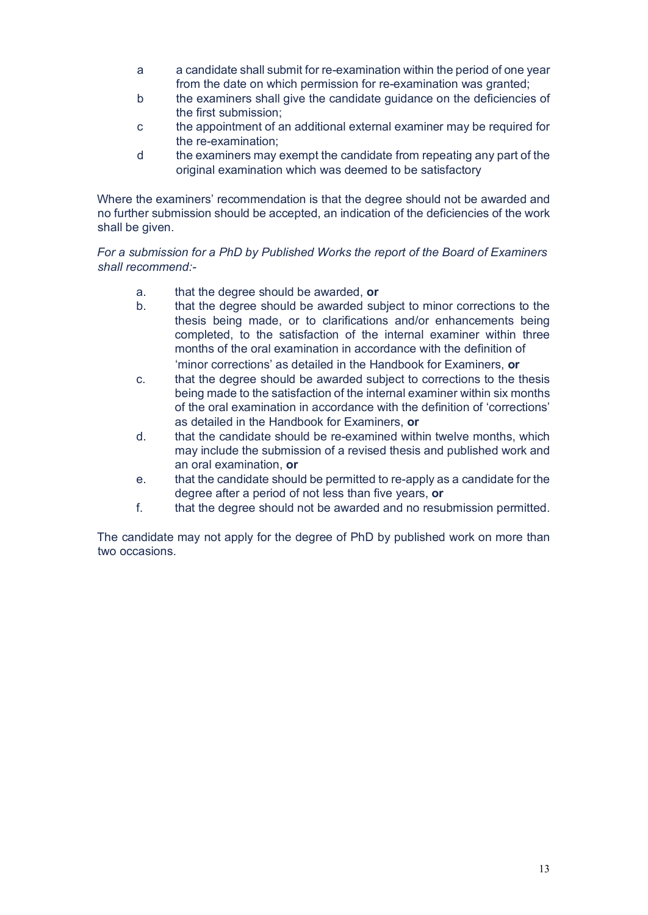a. a candidate shall submit for re-examination within the period of one year from the date on which permission for re-examination was granted;
b. the examiners shall give the candidate guidance on the deficiencies of the first submission;
c. the appointment of an additional external examiner may be required for the re-examination;
d. the examiners may exempt the candidate from repeating any part of the original examination which was deemed to be satisfactory

Where the examiners' recommendation is that the degree should not be awarded and no further submission should be accepted, an indication of the deficiencies of the work shall be given.

*For a submission for a PhD by Published Works the report of the Board of Examiners shall recommend:-*

a. that the degree should be awarded, **or**
b. that the degree should be awarded subject to minor corrections to the thesis being made, or to clarifications and/or enhancements being completed, to the satisfaction of the internal examiner within three months of the oral examination in accordance with the definition of 'minor corrections' as detailed in the Handbook for Examiners, **or**
c. that the degree should be awarded subject to corrections to the thesis being made to the satisfaction of the internal examiner within six months of the oral examination in accordance with the definition of 'corrections' as detailed in the Handbook for Examiners, **or**
d. that the candidate should be re-examined within twelve months, which may include the submission of a revised thesis and published work and an oral examination, **or**
e. that the candidate should be permitted to re-apply as a candidate for the degree after a period of not less than five years, **or**
f. that the degree should not be awarded and no resubmission permitted.

The candidate may not apply for the degree of PhD by published work on more than two occasions.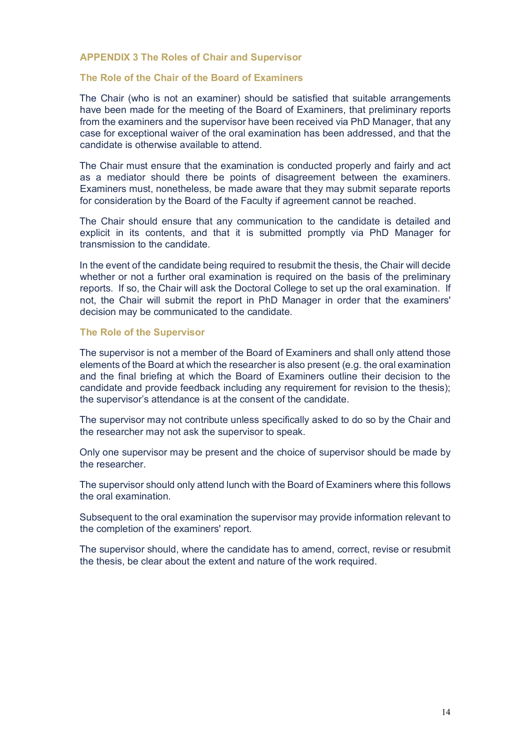## APPENDIX 3 The Roles of Chair and Supervisor

### The Role of the Chair of the Board of Examiners

The Chair (who is not an examiner) should be satisfied that suitable arrangements have been made for the meeting of the Board of Examiners, that preliminary reports from the examiners and the supervisor have been received via PhD Manager, that any case for exceptional waiver of the oral examination has been addressed, and that the candidate is otherwise available to attend.

The Chair must ensure that the examination is conducted properly and fairly and act as a mediator should there be points of disagreement between the examiners. Examiners must, nonetheless, be made aware that they may submit separate reports for consideration by the Board of the Faculty if agreement cannot be reached.

The Chair should ensure that any communication to the candidate is detailed and explicit in its contents, and that it is submitted promptly via PhD Manager for transmission to the candidate.

In the event of the candidate being required to resubmit the thesis, the Chair will decide whether or not a further oral examination is required on the basis of the preliminary reports. If so, the Chair will ask the Doctoral College to set up the oral examination. If not, the Chair will submit the report in PhD Manager in order that the examiners' decision may be communicated to the candidate.

### The Role of the Supervisor

The supervisor is not a member of the Board of Examiners and shall only attend those elements of the Board at which the researcher is also present (e.g. the oral examination and the final briefing at which the Board of Examiners outline their decision to the candidate and provide feedback including any requirement for revision to the thesis); the supervisor's attendance is at the consent of the candidate.

The supervisor may not contribute unless specifically asked to do so by the Chair and the researcher may not ask the supervisor to speak.

Only one supervisor may be present and the choice of supervisor should be made by the researcher.

The supervisor should only attend lunch with the Board of Examiners where this follows the oral examination.

Subsequent to the oral examination the supervisor may provide information relevant to the completion of the examiners' report.

The supervisor should, where the candidate has to amend, correct, revise or resubmit the thesis, be clear about the extent and nature of the work required.